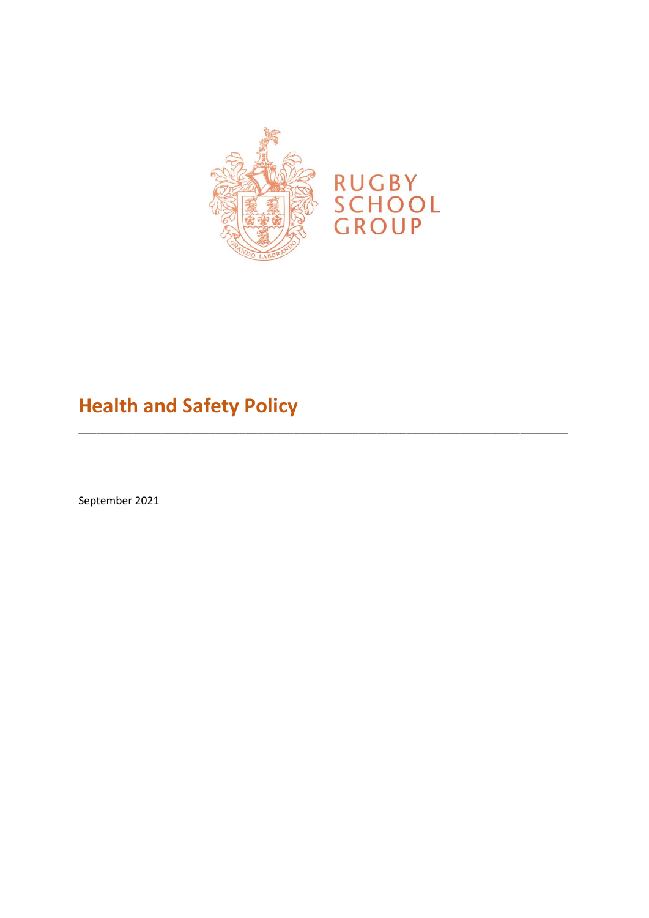RUGBY SCHOOL GROUP

# Health and Safety Policy

---

September 2021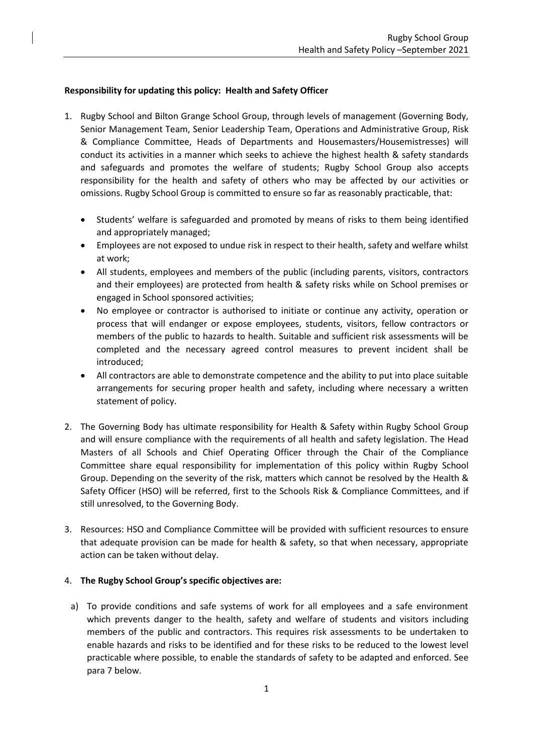**Responsibility for updating this policy: Health and Safety Officer**

1. Rugby School and Bilton Grange School Group, through levels of management (Governing Body, Senior Management Team, Senior Leadership Team, Operations and Administrative Group, Risk & Compliance Committee, Heads of Departments and Housemasters/Housemistresses) will conduct its activities in a manner which seeks to achieve the highest health & safety standards and safeguards and promotes the welfare of students; Rugby School Group also accepts responsibility for the health and safety of others who may be affected by our activities or omissions. Rugby School Group is committed to ensure so far as reasonably practicable, that:

    - Students' welfare is safeguarded and promoted by means of risks to them being identified and appropriately managed;
    - Employees are not exposed to undue risk in respect to their health, safety and welfare whilst at work;
    - All students, employees and members of the public (including parents, visitors, contractors and their employees) are protected from health & safety risks while on School premises or engaged in School sponsored activities;
    - No employee or contractor is authorised to initiate or continue any activity, operation or process that will endanger or expose employees, students, visitors, fellow contractors or members of the public to hazards to health. Suitable and sufficient risk assessments will be completed and the necessary agreed control measures to prevent incident shall be introduced;
    - All contractors are able to demonstrate competence and the ability to put into place suitable arrangements for securing proper health and safety, including where necessary a written statement of policy.

2. The Governing Body has ultimate responsibility for Health & Safety within Rugby School Group and will ensure compliance with the requirements of all health and safety legislation. The Head Masters of all Schools and Chief Operating Officer through the Chair of the Compliance Committee share equal responsibility for implementation of this policy within Rugby School Group. Depending on the severity of the risk, matters which cannot be resolved by the Health & Safety Officer (HSO) will be referred, first to the Schools Risk & Compliance Committees, and if still unresolved, to the Governing Body.

3. Resources: HSO and Compliance Committee will be provided with sufficient resources to ensure that adequate provision can be made for health & safety, so that when necessary, appropriate action can be taken without delay.

4. **The Rugby School Group's specific objectives are:**

    a) To provide conditions and safe systems of work for all employees and a safe environment which prevents danger to the health, safety and welfare of students and visitors including members of the public and contractors. This requires risk assessments to be undertaken to enable hazards and risks to be identified and for these risks to be reduced to the lowest level practicable where possible, to enable the standards of safety to be adapted and enforced. See para 7 below.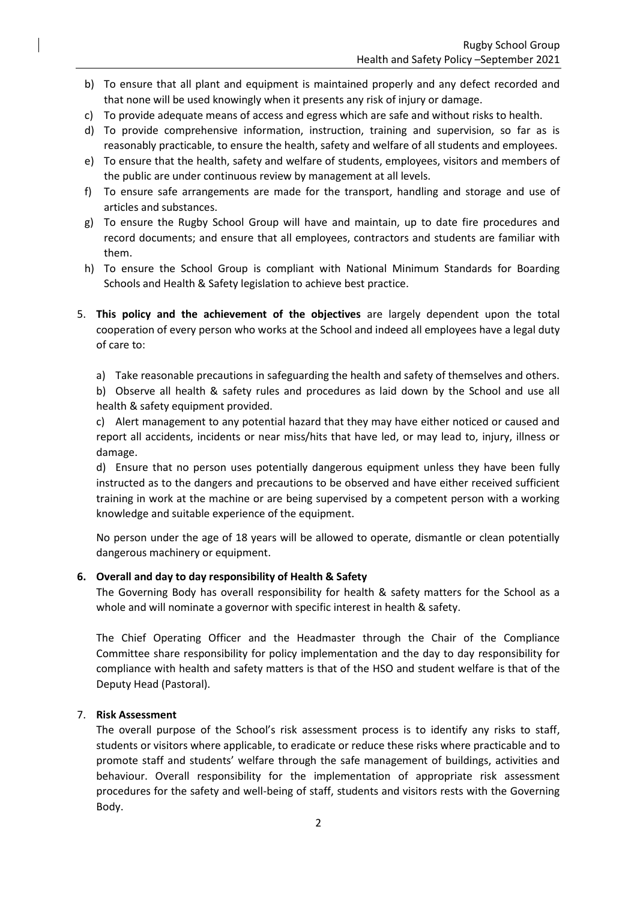b) To ensure that all plant and equipment is maintained properly and any defect recorded and that none will be used knowingly when it presents any risk of injury or damage.
c) To provide adequate means of access and egress which are safe and without risks to health.
d) To provide comprehensive information, instruction, training and supervision, so far as is reasonably practicable, to ensure the health, safety and welfare of all students and employees.
e) To ensure that the health, safety and welfare of students, employees, visitors and members of the public are under continuous review by management at all levels.
f) To ensure safe arrangements are made for the transport, handling and storage and use of articles and substances.
g) To ensure the Rugby School Group will have and maintain, up to date fire procedures and record documents; and ensure that all employees, contractors and students are familiar with them.
h) To ensure the School Group is compliant with National Minimum Standards for Boarding Schools and Health & Safety legislation to achieve best practice.

5. **This policy and the achievement of the objectives** are largely dependent upon the total cooperation of every person who works at the School and indeed all employees have a legal duty of care to:

   a) Take reasonable precautions in safeguarding the health and safety of themselves and others.

   b) Observe all health & safety rules and procedures as laid down by the School and use all health & safety equipment provided.

   c) Alert management to any potential hazard that they may have either noticed or caused and report all accidents, incidents or near miss/hits that have led, or may lead to, injury, illness or damage.

   d) Ensure that no person uses potentially dangerous equipment unless they have been fully instructed as to the dangers and precautions to be observed and have either received sufficient training in work at the machine or are being supervised by a competent person with a working knowledge and suitable experience of the equipment.

   No person under the age of 18 years will be allowed to operate, dismantle or clean potentially dangerous machinery or equipment.

6. **Overall and day to day responsibility of Health & Safety**

   The Governing Body has overall responsibility for health & safety matters for the School as a whole and will nominate a governor with specific interest in health & safety.

   The Chief Operating Officer and the Headmaster through the Chair of the Compliance Committee share responsibility for policy implementation and the day to day responsibility for compliance with health and safety matters is that of the HSO and student welfare is that of the Deputy Head (Pastoral).

7. **Risk Assessment**

   The overall purpose of the School's risk assessment process is to identify any risks to staff, students or visitors where applicable, to eradicate or reduce these risks where practicable and to promote staff and students' welfare through the safe management of buildings, activities and behaviour. Overall responsibility for the implementation of appropriate risk assessment procedures for the safety and well-being of staff, students and visitors rests with the Governing Body.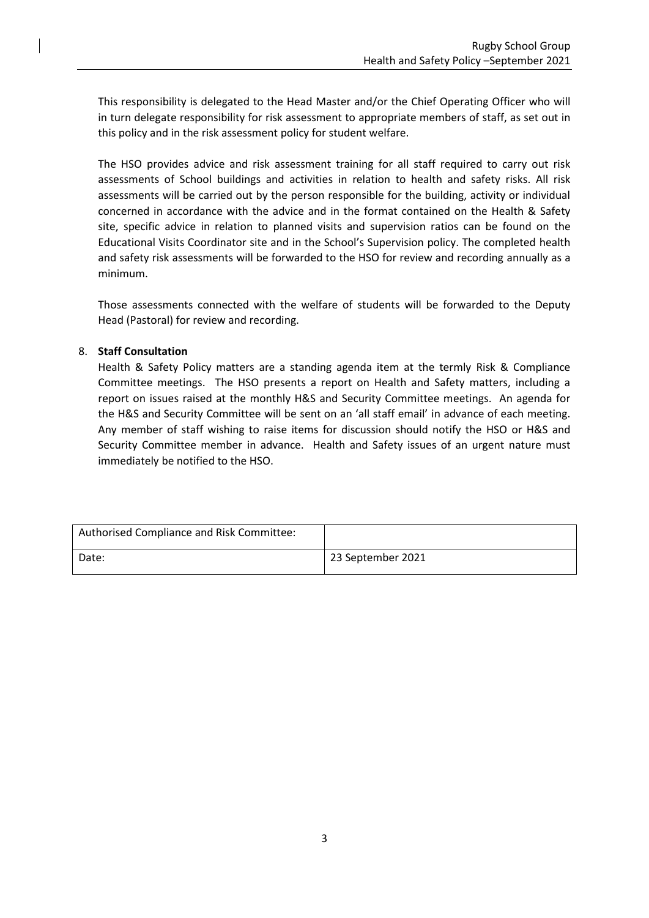This responsibility is delegated to the Head Master and/or the Chief Operating Officer who will in turn delegate responsibility for risk assessment to appropriate members of staff, as set out in this policy and in the risk assessment policy for student welfare.

The HSO provides advice and risk assessment training for all staff required to carry out risk assessments of School buildings and activities in relation to health and safety risks. All risk assessments will be carried out by the person responsible for the building, activity or individual concerned in accordance with the advice and in the format contained on the Health & Safety site, specific advice in relation to planned visits and supervision ratios can be found on the Educational Visits Coordinator site and in the School's Supervision policy. The completed health and safety risk assessments will be forwarded to the HSO for review and recording annually as a minimum.

Those assessments connected with the welfare of students will be forwarded to the Deputy Head (Pastoral) for review and recording.

8. **Staff Consultation**

Health & Safety Policy matters are a standing agenda item at the termly Risk & Compliance Committee meetings. The HSO presents a report on Health and Safety matters, including a report on issues raised at the monthly H&S and Security Committee meetings. An agenda for the H&S and Security Committee will be sent on an 'all staff email' in advance of each meeting. Any member of staff wishing to raise items for discussion should notify the HSO or H&S and Security Committee member in advance. Health and Safety issues of an urgent nature must immediately be notified to the HSO.

| | |
|---|---|
| Authorised Compliance and Risk Committee: | |
| Date: | 23 September 2021 |